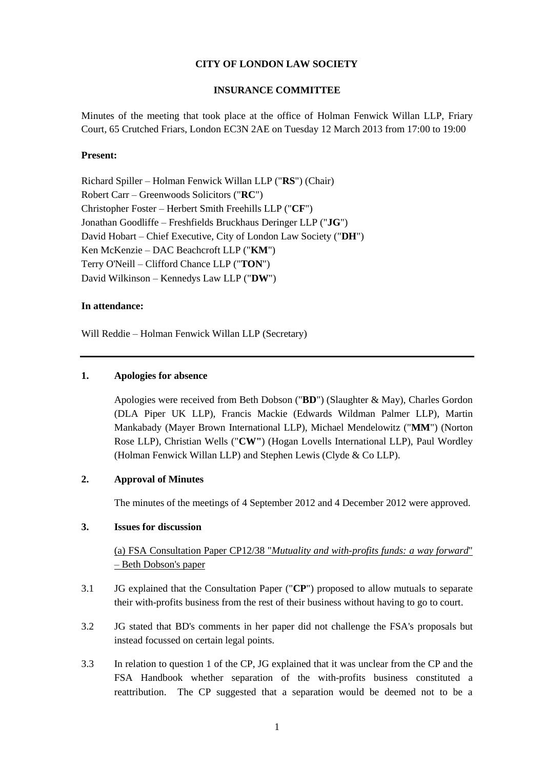**CITY OF LONDON LAW SOCIETY**

**INSURANCE COMMITTEE**

Minutes of the meeting that took place at the office of Holman Fenwick Willan LLP, Friary Court, 65 Crutched Friars, London EC3N 2AE on Tuesday 12 March 2013 from 17:00 to 19:00

**Present:**

Richard Spiller – Holman Fenwick Willan LLP ("**RS**") (Chair)
Robert Carr – Greenwoods Solicitors ("**RC**")
Christopher Foster – Herbert Smith Freehills LLP ("**CF**")
Jonathan Goodliffe – Freshfields Bruckhaus Deringer LLP ("**JG**")
David Hobart – Chief Executive, City of London Law Society ("**DH**")
Ken McKenzie – DAC Beachcroft LLP ("**KM**")
Terry O'Neill – Clifford Chance LLP ("**TON**")
David Wilkinson – Kennedys Law LLP ("**DW**")

**In attendance:**

Will Reddie – Holman Fenwick Willan LLP (Secretary)

---

**1. Apologies for absence**

Apologies were received from Beth Dobson ("**BD**") (Slaughter & May), Charles Gordon (DLA Piper UK LLP), Francis Mackie (Edwards Wildman Palmer LLP), Martin Mankabady (Mayer Brown International LLP), Michael Mendelowitz ("**MM**") (Norton Rose LLP), Christian Wells ("**CW"**) (Hogan Lovells International LLP), Paul Wordley (Holman Fenwick Willan LLP) and Stephen Lewis (Clyde & Co LLP).

**2. Approval of Minutes**

The minutes of the meetings of 4 September 2012 and 4 December 2012 were approved.

**3. Issues for discussion**

(a) FSA Consultation Paper CP12/38 "*Mutuality and with-profits funds: a way forward*" – Beth Dobson's paper

3.1 JG explained that the Consultation Paper ("**CP**") proposed to allow mutuals to separate their with-profits business from the rest of their business without having to go to court.

3.2 JG stated that BD's comments in her paper did not challenge the FSA's proposals but instead focussed on certain legal points.

3.3 In relation to question 1 of the CP, JG explained that it was unclear from the CP and the FSA Handbook whether separation of the with-profits business constituted a reattribution. The CP suggested that a separation would be deemed not to be a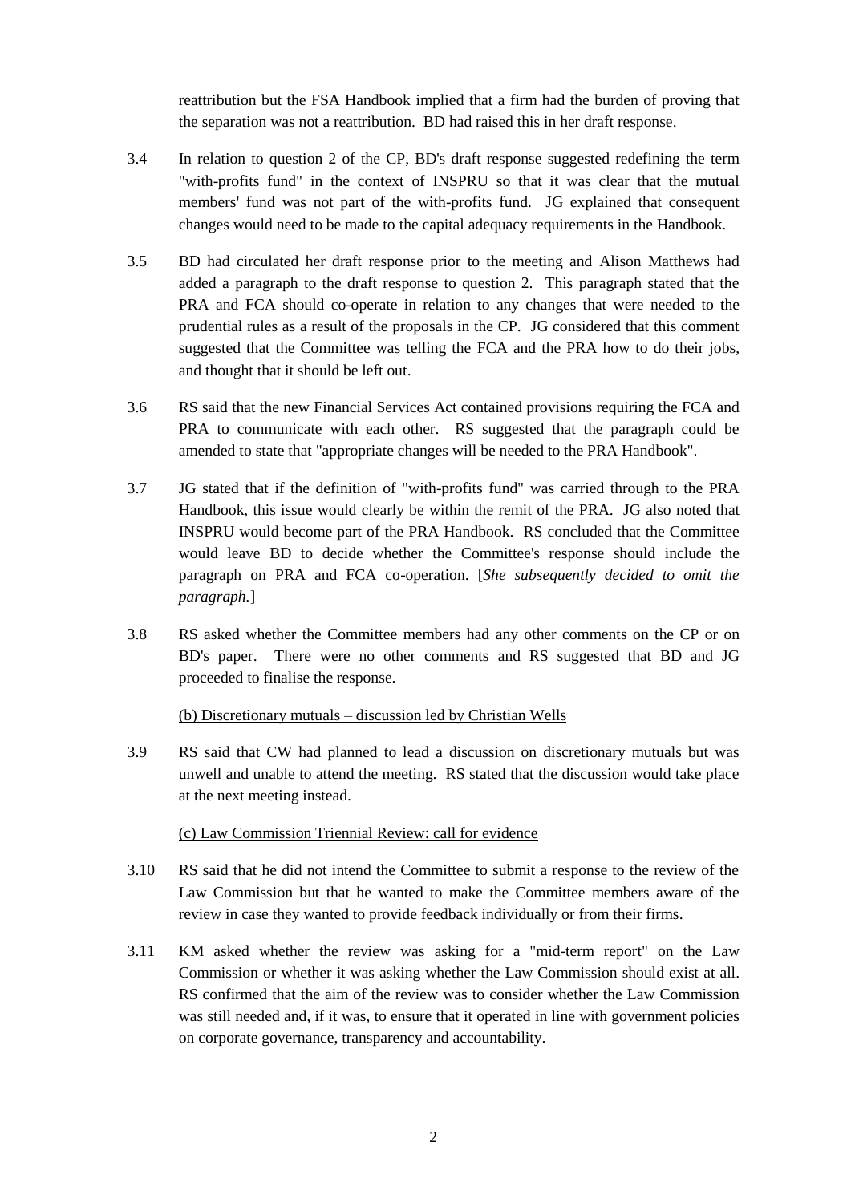reattribution but the FSA Handbook implied that a firm had the burden of proving that the separation was not a reattribution. BD had raised this in her draft response.

3.4 In relation to question 2 of the CP, BD's draft response suggested redefining the term "with-profits fund" in the context of INSPRU so that it was clear that the mutual members' fund was not part of the with-profits fund. JG explained that consequent changes would need to be made to the capital adequacy requirements in the Handbook.

3.5 BD had circulated her draft response prior to the meeting and Alison Matthews had added a paragraph to the draft response to question 2. This paragraph stated that the PRA and FCA should co-operate in relation to any changes that were needed to the prudential rules as a result of the proposals in the CP. JG considered that this comment suggested that the Committee was telling the FCA and the PRA how to do their jobs, and thought that it should be left out.

3.6 RS said that the new Financial Services Act contained provisions requiring the FCA and PRA to communicate with each other. RS suggested that the paragraph could be amended to state that "appropriate changes will be needed to the PRA Handbook".

3.7 JG stated that if the definition of "with-profits fund" was carried through to the PRA Handbook, this issue would clearly be within the remit of the PRA. JG also noted that INSPRU would become part of the PRA Handbook. RS concluded that the Committee would leave BD to decide whether the Committee's response should include the paragraph on PRA and FCA co-operation. [*She subsequently decided to omit the paragraph.*]

3.8 RS asked whether the Committee members had any other comments on the CP or on BD's paper. There were no other comments and RS suggested that BD and JG proceeded to finalise the response.

(b) Discretionary mutuals – discussion led by Christian Wells

3.9 RS said that CW had planned to lead a discussion on discretionary mutuals but was unwell and unable to attend the meeting. RS stated that the discussion would take place at the next meeting instead.

(c) Law Commission Triennial Review: call for evidence

3.10 RS said that he did not intend the Committee to submit a response to the review of the Law Commission but that he wanted to make the Committee members aware of the review in case they wanted to provide feedback individually or from their firms.

3.11 KM asked whether the review was asking for a "mid-term report" on the Law Commission or whether it was asking whether the Law Commission should exist at all. RS confirmed that the aim of the review was to consider whether the Law Commission was still needed and, if it was, to ensure that it operated in line with government policies on corporate governance, transparency and accountability.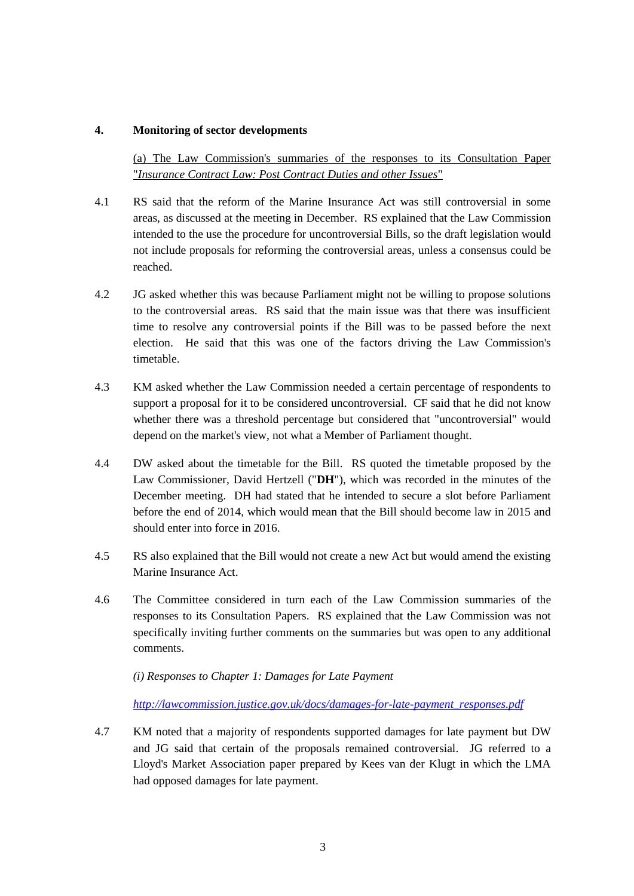**4. Monitoring of sector developments**

(a) The Law Commission's summaries of the responses to its Consultation Paper "*Insurance Contract Law: Post Contract Duties and other Issues*"

4.1 RS said that the reform of the Marine Insurance Act was still controversial in some areas, as discussed at the meeting in December. RS explained that the Law Commission intended to the use the procedure for uncontroversial Bills, so the draft legislation would not include proposals for reforming the controversial areas, unless a consensus could be reached.

4.2 JG asked whether this was because Parliament might not be willing to propose solutions to the controversial areas. RS said that the main issue was that there was insufficient time to resolve any controversial points if the Bill was to be passed before the next election. He said that this was one of the factors driving the Law Commission's timetable.

4.3 KM asked whether the Law Commission needed a certain percentage of respondents to support a proposal for it to be considered uncontroversial. CF said that he did not know whether there was a threshold percentage but considered that "uncontroversial" would depend on the market's view, not what a Member of Parliament thought.

4.4 DW asked about the timetable for the Bill. RS quoted the timetable proposed by the Law Commissioner, David Hertzell ("**DH**"), which was recorded in the minutes of the December meeting. DH had stated that he intended to secure a slot before Parliament before the end of 2014, which would mean that the Bill should become law in 2015 and should enter into force in 2016.

4.5 RS also explained that the Bill would not create a new Act but would amend the existing Marine Insurance Act.

4.6 The Committee considered in turn each of the Law Commission summaries of the responses to its Consultation Papers. RS explained that the Law Commission was not specifically inviting further comments on the summaries but was open to any additional comments.

*(i) Responses to Chapter 1: Damages for Late Payment*

*http://lawcommission.justice.gov.uk/docs/damages-for-late-payment_responses.pdf*

4.7 KM noted that a majority of respondents supported damages for late payment but DW and JG said that certain of the proposals remained controversial. JG referred to a Lloyd's Market Association paper prepared by Kees van der Klugt in which the LMA had opposed damages for late payment.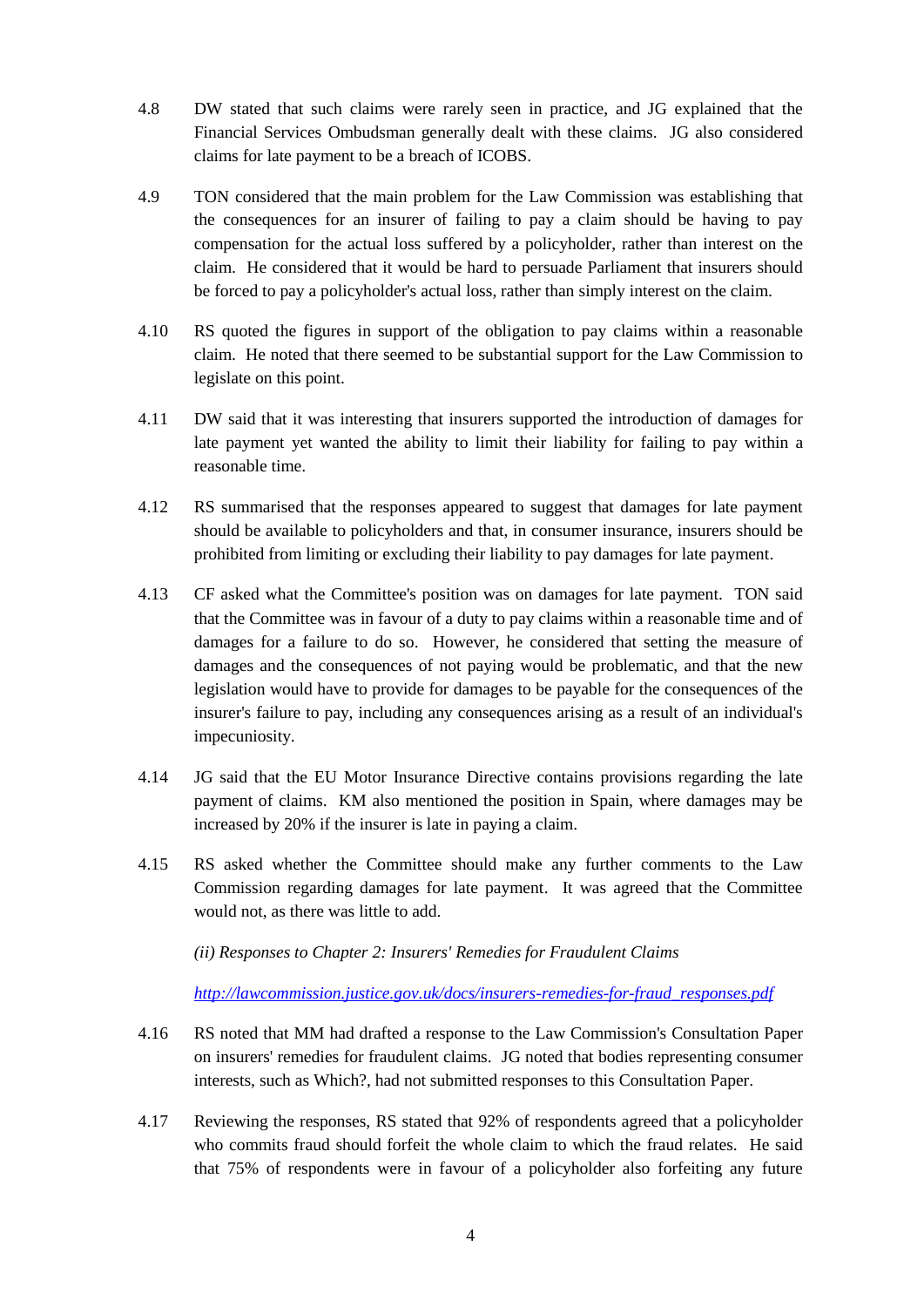4.8 DW stated that such claims were rarely seen in practice, and JG explained that the Financial Services Ombudsman generally dealt with these claims. JG also considered claims for late payment to be a breach of ICOBS.

4.9 TON considered that the main problem for the Law Commission was establishing that the consequences for an insurer of failing to pay a claim should be having to pay compensation for the actual loss suffered by a policyholder, rather than interest on the claim. He considered that it would be hard to persuade Parliament that insurers should be forced to pay a policyholder's actual loss, rather than simply interest on the claim.

4.10 RS quoted the figures in support of the obligation to pay claims within a reasonable claim. He noted that there seemed to be substantial support for the Law Commission to legislate on this point.

4.11 DW said that it was interesting that insurers supported the introduction of damages for late payment yet wanted the ability to limit their liability for failing to pay within a reasonable time.

4.12 RS summarised that the responses appeared to suggest that damages for late payment should be available to policyholders and that, in consumer insurance, insurers should be prohibited from limiting or excluding their liability to pay damages for late payment.

4.13 CF asked what the Committee's position was on damages for late payment. TON said that the Committee was in favour of a duty to pay claims within a reasonable time and of damages for a failure to do so. However, he considered that setting the measure of damages and the consequences of not paying would be problematic, and that the new legislation would have to provide for damages to be payable for the consequences of the insurer's failure to pay, including any consequences arising as a result of an individual's impecuniosity.

4.14 JG said that the EU Motor Insurance Directive contains provisions regarding the late payment of claims. KM also mentioned the position in Spain, where damages may be increased by 20% if the insurer is late in paying a claim.

4.15 RS asked whether the Committee should make any further comments to the Law Commission regarding damages for late payment. It was agreed that the Committee would not, as there was little to add.

*(ii) Responses to Chapter 2: Insurers' Remedies for Fraudulent Claims*

*http://lawcommission.justice.gov.uk/docs/insurers-remedies-for-fraud_responses.pdf*

4.16 RS noted that MM had drafted a response to the Law Commission's Consultation Paper on insurers' remedies for fraudulent claims. JG noted that bodies representing consumer interests, such as Which?, had not submitted responses to this Consultation Paper.

4.17 Reviewing the responses, RS stated that 92% of respondents agreed that a policyholder who commits fraud should forfeit the whole claim to which the fraud relates. He said that 75% of respondents were in favour of a policyholder also forfeiting any future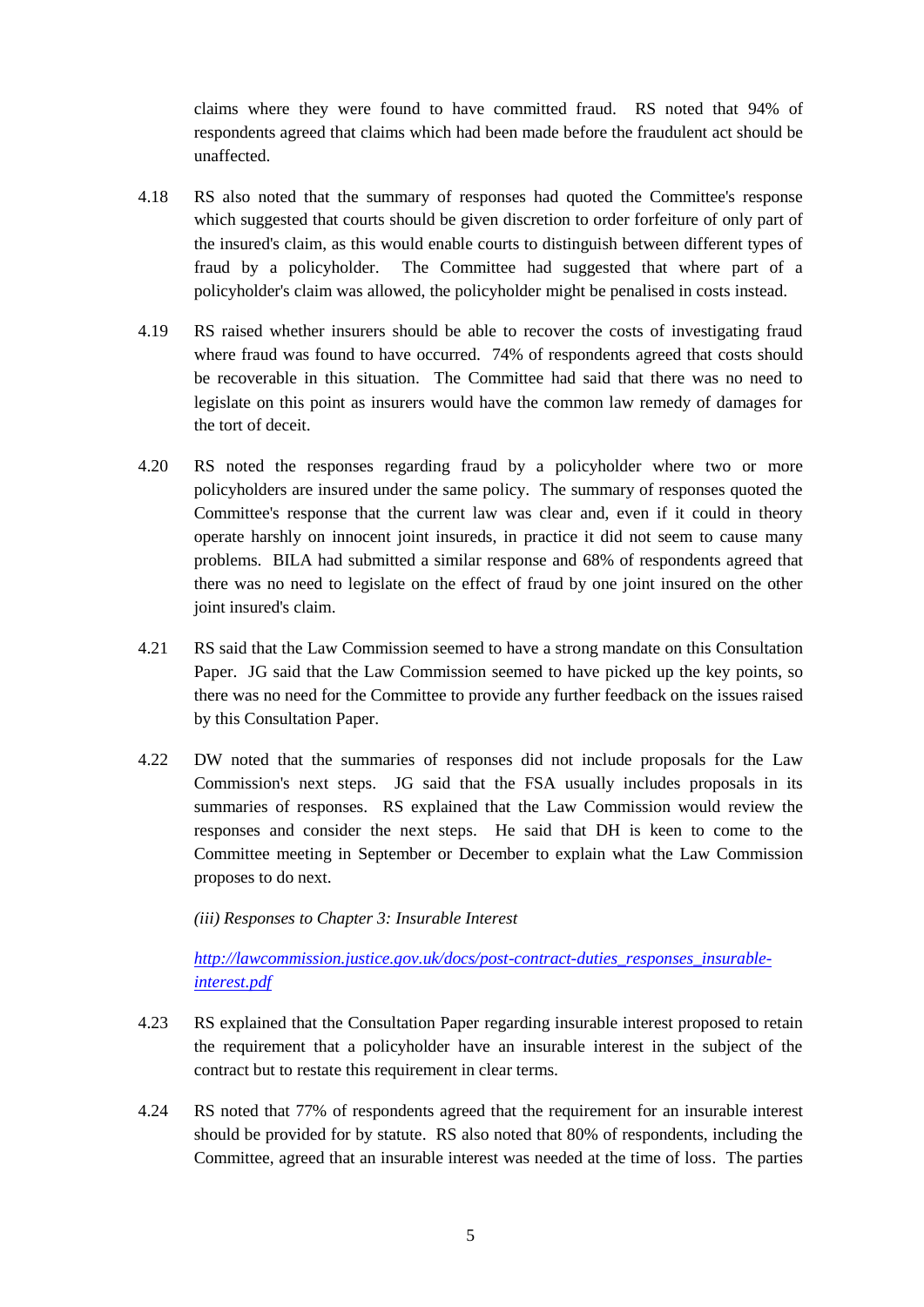claims where they were found to have committed fraud. RS noted that 94% of respondents agreed that claims which had been made before the fraudulent act should be unaffected.

4.18 RS also noted that the summary of responses had quoted the Committee's response which suggested that courts should be given discretion to order forfeiture of only part of the insured's claim, as this would enable courts to distinguish between different types of fraud by a policyholder. The Committee had suggested that where part of a policyholder's claim was allowed, the policyholder might be penalised in costs instead.

4.19 RS raised whether insurers should be able to recover the costs of investigating fraud where fraud was found to have occurred. 74% of respondents agreed that costs should be recoverable in this situation. The Committee had said that there was no need to legislate on this point as insurers would have the common law remedy of damages for the tort of deceit.

4.20 RS noted the responses regarding fraud by a policyholder where two or more policyholders are insured under the same policy. The summary of responses quoted the Committee's response that the current law was clear and, even if it could in theory operate harshly on innocent joint insureds, in practice it did not seem to cause many problems. BILA had submitted a similar response and 68% of respondents agreed that there was no need to legislate on the effect of fraud by one joint insured on the other joint insured's claim.

4.21 RS said that the Law Commission seemed to have a strong mandate on this Consultation Paper. JG said that the Law Commission seemed to have picked up the key points, so there was no need for the Committee to provide any further feedback on the issues raised by this Consultation Paper.

4.22 DW noted that the summaries of responses did not include proposals for the Law Commission's next steps. JG said that the FSA usually includes proposals in its summaries of responses. RS explained that the Law Commission would review the responses and consider the next steps. He said that DH is keen to come to the Committee meeting in September or December to explain what the Law Commission proposes to do next.

*(iii) Responses to Chapter 3: Insurable Interest*

[http://lawcommission.justice.gov.uk/docs/post-contract-duties_responses_insurable-interest.pdf](http://lawcommission.justice.gov.uk/docs/post-contract-duties_responses_insurable-interest.pdf)

4.23 RS explained that the Consultation Paper regarding insurable interest proposed to retain the requirement that a policyholder have an insurable interest in the subject of the contract but to restate this requirement in clear terms.

4.24 RS noted that 77% of respondents agreed that the requirement for an insurable interest should be provided for by statute. RS also noted that 80% of respondents, including the Committee, agreed that an insurable interest was needed at the time of loss. The parties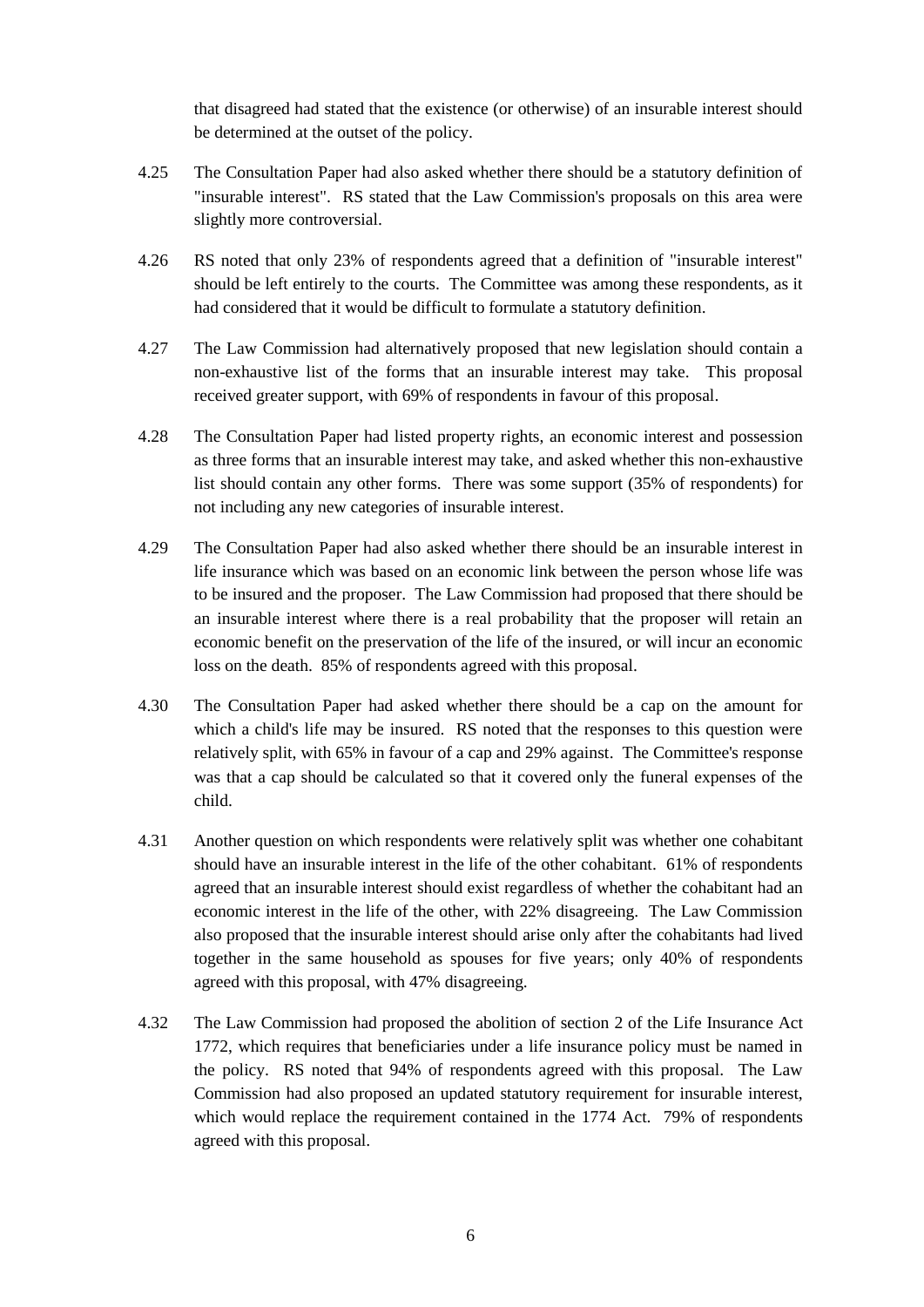that disagreed had stated that the existence (or otherwise) of an insurable interest should be determined at the outset of the policy.

4.25 The Consultation Paper had also asked whether there should be a statutory definition of "insurable interest". RS stated that the Law Commission's proposals on this area were slightly more controversial.

4.26 RS noted that only 23% of respondents agreed that a definition of "insurable interest" should be left entirely to the courts. The Committee was among these respondents, as it had considered that it would be difficult to formulate a statutory definition.

4.27 The Law Commission had alternatively proposed that new legislation should contain a non-exhaustive list of the forms that an insurable interest may take. This proposal received greater support, with 69% of respondents in favour of this proposal.

4.28 The Consultation Paper had listed property rights, an economic interest and possession as three forms that an insurable interest may take, and asked whether this non-exhaustive list should contain any other forms. There was some support (35% of respondents) for not including any new categories of insurable interest.

4.29 The Consultation Paper had also asked whether there should be an insurable interest in life insurance which was based on an economic link between the person whose life was to be insured and the proposer. The Law Commission had proposed that there should be an insurable interest where there is a real probability that the proposer will retain an economic benefit on the preservation of the life of the insured, or will incur an economic loss on the death. 85% of respondents agreed with this proposal.

4.30 The Consultation Paper had asked whether there should be a cap on the amount for which a child's life may be insured. RS noted that the responses to this question were relatively split, with 65% in favour of a cap and 29% against. The Committee's response was that a cap should be calculated so that it covered only the funeral expenses of the child.

4.31 Another question on which respondents were relatively split was whether one cohabitant should have an insurable interest in the life of the other cohabitant. 61% of respondents agreed that an insurable interest should exist regardless of whether the cohabitant had an economic interest in the life of the other, with 22% disagreeing. The Law Commission also proposed that the insurable interest should arise only after the cohabitants had lived together in the same household as spouses for five years; only 40% of respondents agreed with this proposal, with 47% disagreeing.

4.32 The Law Commission had proposed the abolition of section 2 of the Life Insurance Act 1772, which requires that beneficiaries under a life insurance policy must be named in the policy. RS noted that 94% of respondents agreed with this proposal. The Law Commission had also proposed an updated statutory requirement for insurable interest, which would replace the requirement contained in the 1774 Act. 79% of respondents agreed with this proposal.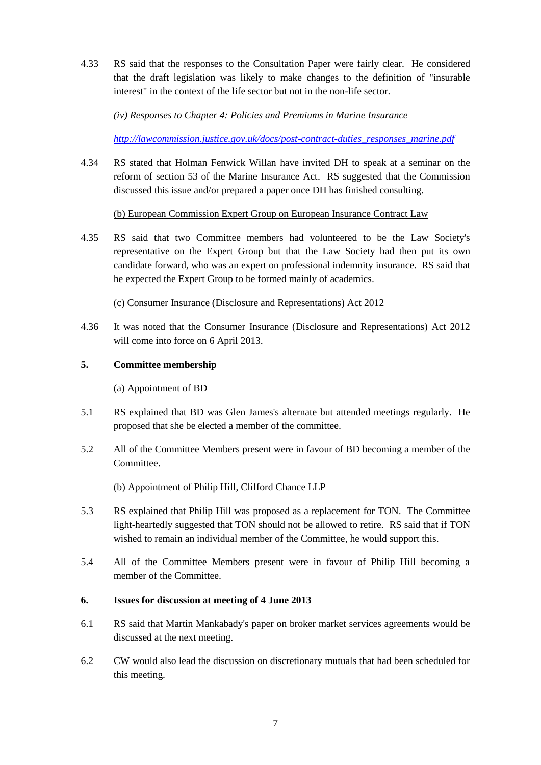4.33 RS said that the responses to the Consultation Paper were fairly clear. He considered that the draft legislation was likely to make changes to the definition of "insurable interest" in the context of the life sector but not in the non-life sector.

*(iv) Responses to Chapter 4: Policies and Premiums in Marine Insurance*

*http://lawcommission.justice.gov.uk/docs/post-contract-duties_responses_marine.pdf*

4.34 RS stated that Holman Fenwick Willan have invited DH to speak at a seminar on the reform of section 53 of the Marine Insurance Act. RS suggested that the Commission discussed this issue and/or prepared a paper once DH has finished consulting.

(b) European Commission Expert Group on European Insurance Contract Law

4.35 RS said that two Committee members had volunteered to be the Law Society's representative on the Expert Group but that the Law Society had then put its own candidate forward, who was an expert on professional indemnity insurance. RS said that he expected the Expert Group to be formed mainly of academics.

(c) Consumer Insurance (Disclosure and Representations) Act 2012

4.36 It was noted that the Consumer Insurance (Disclosure and Representations) Act 2012 will come into force on 6 April 2013.

## 5. Committee membership

(a) Appointment of BD

5.1 RS explained that BD was Glen James's alternate but attended meetings regularly. He proposed that she be elected a member of the committee.

5.2 All of the Committee Members present were in favour of BD becoming a member of the Committee.

(b) Appointment of Philip Hill, Clifford Chance LLP

5.3 RS explained that Philip Hill was proposed as a replacement for TON. The Committee light-heartedly suggested that TON should not be allowed to retire. RS said that if TON wished to remain an individual member of the Committee, he would support this.

5.4 All of the Committee Members present were in favour of Philip Hill becoming a member of the Committee.

## 6. Issues for discussion at meeting of 4 June 2013

6.1 RS said that Martin Mankabady's paper on broker market services agreements would be discussed at the next meeting.

6.2 CW would also lead the discussion on discretionary mutuals that had been scheduled for this meeting.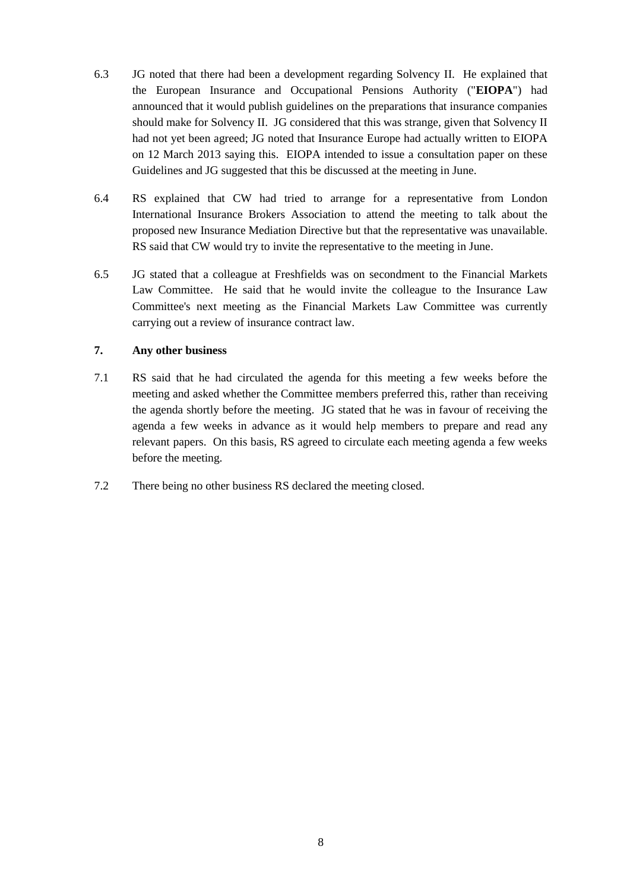6.3 JG noted that there had been a development regarding Solvency II. He explained that the European Insurance and Occupational Pensions Authority ("**EIOPA**") had announced that it would publish guidelines on the preparations that insurance companies should make for Solvency II. JG considered that this was strange, given that Solvency II had not yet been agreed; JG noted that Insurance Europe had actually written to EIOPA on 12 March 2013 saying this. EIOPA intended to issue a consultation paper on these Guidelines and JG suggested that this be discussed at the meeting in June.

6.4 RS explained that CW had tried to arrange for a representative from London International Insurance Brokers Association to attend the meeting to talk about the proposed new Insurance Mediation Directive but that the representative was unavailable. RS said that CW would try to invite the representative to the meeting in June.

6.5 JG stated that a colleague at Freshfields was on secondment to the Financial Markets Law Committee. He said that he would invite the colleague to the Insurance Law Committee's next meeting as the Financial Markets Law Committee was currently carrying out a review of insurance contract law.

**7. Any other business**

7.1 RS said that he had circulated the agenda for this meeting a few weeks before the meeting and asked whether the Committee members preferred this, rather than receiving the agenda shortly before the meeting. JG stated that he was in favour of receiving the agenda a few weeks in advance as it would help members to prepare and read any relevant papers. On this basis, RS agreed to circulate each meeting agenda a few weeks before the meeting.

7.2 There being no other business RS declared the meeting closed.